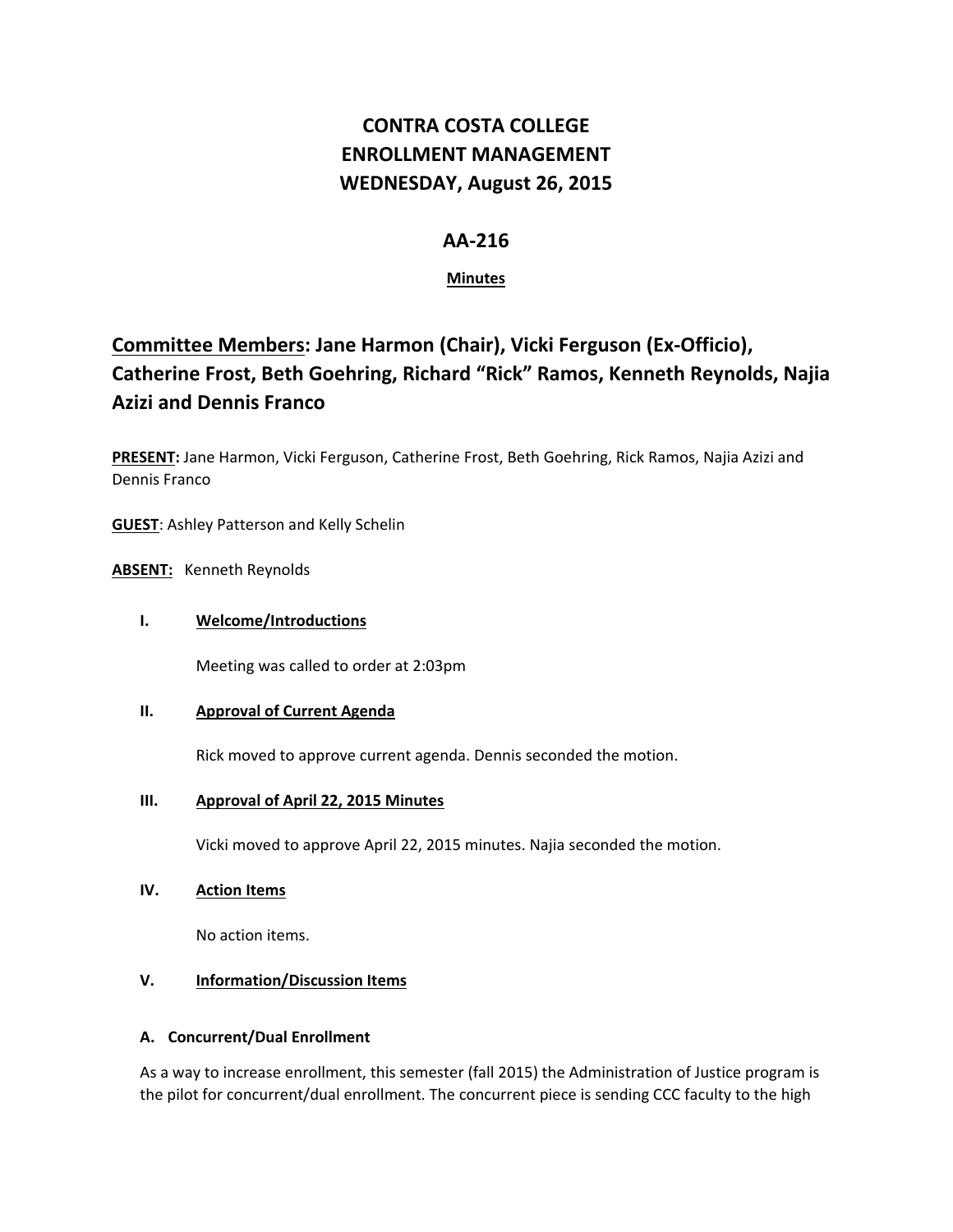# CONTRA COSTA COLLEGE
# ENROLLMENT MANAGEMENT
# WEDNESDAY, August 26, 2015

## AA-216

**Minutes**

## Committee Members: Jane Harmon (Chair), Vicki Ferguson (Ex-Officio), Catherine Frost, Beth Goehring, Richard "Rick" Ramos, Kenneth Reynolds, Najia Azizi and Dennis Franco

**PRESENT:** Jane Harmon, Vicki Ferguson, Catherine Frost, Beth Goehring, Rick Ramos, Najia Azizi and Dennis Franco

**GUEST**: Ashley Patterson and Kelly Schelin

**ABSENT:** Kenneth Reynolds

**I. Welcome/Introductions**

Meeting was called to order at 2:03pm

**II. Approval of Current Agenda**

Rick moved to approve current agenda. Dennis seconded the motion.

**III. Approval of April 22, 2015 Minutes**

Vicki moved to approve April 22, 2015 minutes. Najia seconded the motion.

**IV. Action Items**

No action items.

**V. Information/Discussion Items**

**A. Concurrent/Dual Enrollment**

As a way to increase enrollment, this semester (fall 2015) the Administration of Justice program is the pilot for concurrent/dual enrollment. The concurrent piece is sending CCC faculty to the high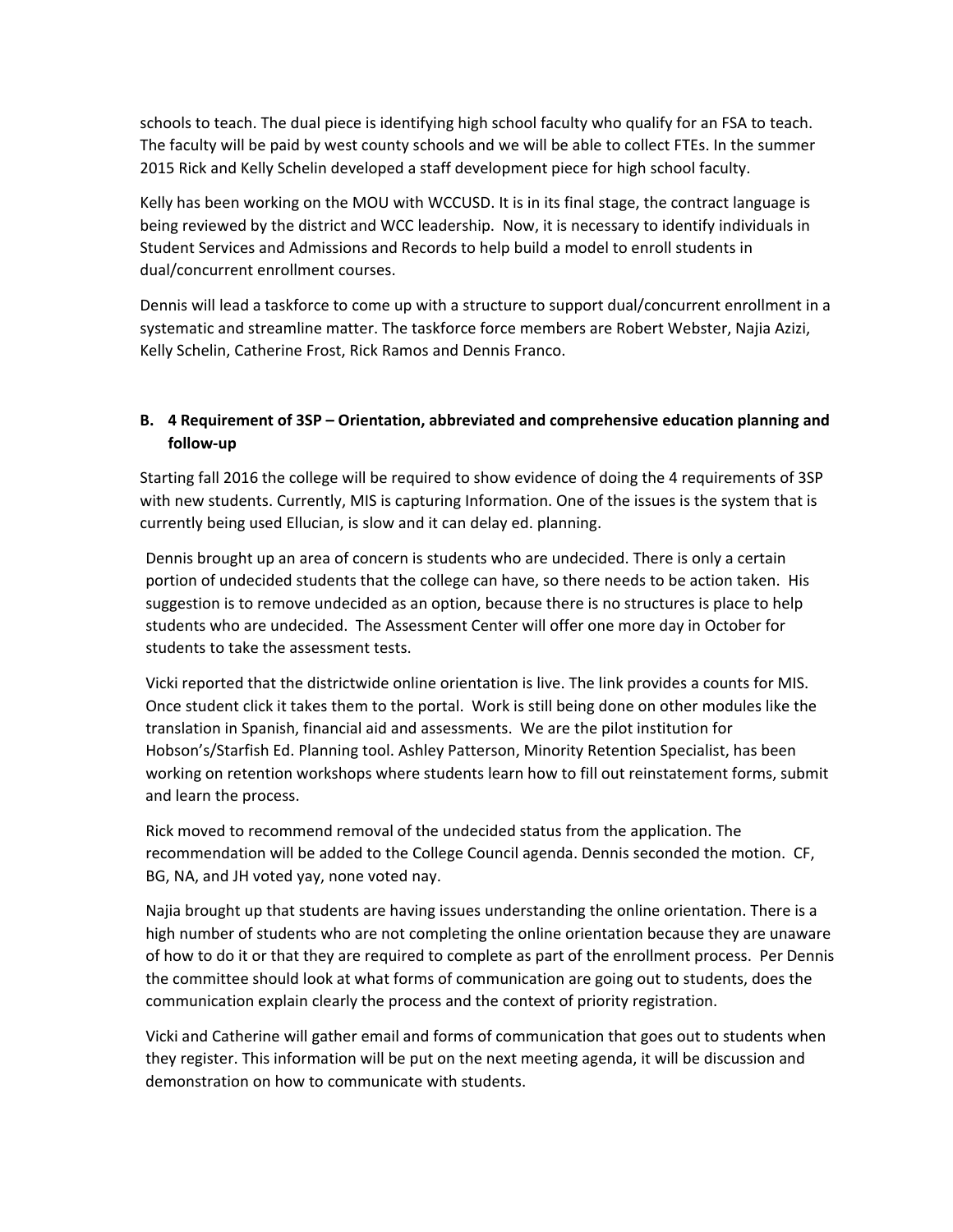schools to teach. The dual piece is identifying high school faculty who qualify for an FSA to teach. The faculty will be paid by west county schools and we will be able to collect FTEs. In the summer 2015 Rick and Kelly Schelin developed a staff development piece for high school faculty.

Kelly has been working on the MOU with WCCUSD. It is in its final stage, the contract language is being reviewed by the district and WCC leadership. Now, it is necessary to identify individuals in Student Services and Admissions and Records to help build a model to enroll students in dual/concurrent enrollment courses.

Dennis will lead a taskforce to come up with a structure to support dual/concurrent enrollment in a systematic and streamline matter. The taskforce force members are Robert Webster, Najia Azizi, Kelly Schelin, Catherine Frost, Rick Ramos and Dennis Franco.

**B. 4 Requirement of 3SP – Orientation, abbreviated and comprehensive education planning and follow-up**

Starting fall 2016 the college will be required to show evidence of doing the 4 requirements of 3SP with new students. Currently, MIS is capturing Information. One of the issues is the system that is currently being used Ellucian, is slow and it can delay ed. planning.

Dennis brought up an area of concern is students who are undecided. There is only a certain portion of undecided students that the college can have, so there needs to be action taken. His suggestion is to remove undecided as an option, because there is no structures is place to help students who are undecided. The Assessment Center will offer one more day in October for students to take the assessment tests.

Vicki reported that the districtwide online orientation is live. The link provides a counts for MIS. Once student click it takes them to the portal. Work is still being done on other modules like the translation in Spanish, financial aid and assessments. We are the pilot institution for Hobson's/Starfish Ed. Planning tool. Ashley Patterson, Minority Retention Specialist, has been working on retention workshops where students learn how to fill out reinstatement forms, submit and learn the process.

Rick moved to recommend removal of the undecided status from the application. The recommendation will be added to the College Council agenda. Dennis seconded the motion. CF, BG, NA, and JH voted yay, none voted nay.

Najia brought up that students are having issues understanding the online orientation. There is a high number of students who are not completing the online orientation because they are unaware of how to do it or that they are required to complete as part of the enrollment process. Per Dennis the committee should look at what forms of communication are going out to students, does the communication explain clearly the process and the context of priority registration.

Vicki and Catherine will gather email and forms of communication that goes out to students when they register. This information will be put on the next meeting agenda, it will be discussion and demonstration on how to communicate with students.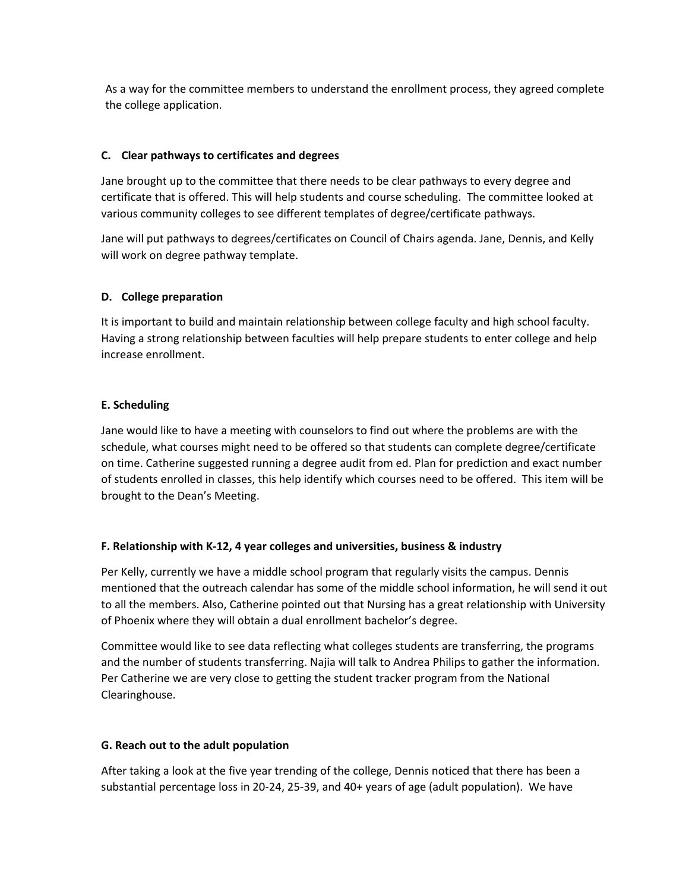As a way for the committee members to understand the enrollment process, they agreed complete the college application.

### C. Clear pathways to certificates and degrees

Jane brought up to the committee that there needs to be clear pathways to every degree and certificate that is offered. This will help students and course scheduling. The committee looked at various community colleges to see different templates of degree/certificate pathways.

Jane will put pathways to degrees/certificates on Council of Chairs agenda. Jane, Dennis, and Kelly will work on degree pathway template.

### D. College preparation

It is important to build and maintain relationship between college faculty and high school faculty. Having a strong relationship between faculties will help prepare students to enter college and help increase enrollment.

### E. Scheduling

Jane would like to have a meeting with counselors to find out where the problems are with the schedule, what courses might need to be offered so that students can complete degree/certificate on time. Catherine suggested running a degree audit from ed. Plan for prediction and exact number of students enrolled in classes, this help identify which courses need to be offered. This item will be brought to the Dean's Meeting.

### F. Relationship with K-12, 4 year colleges and universities, business & industry

Per Kelly, currently we have a middle school program that regularly visits the campus. Dennis mentioned that the outreach calendar has some of the middle school information, he will send it out to all the members. Also, Catherine pointed out that Nursing has a great relationship with University of Phoenix where they will obtain a dual enrollment bachelor's degree.

Committee would like to see data reflecting what colleges students are transferring, the programs and the number of students transferring. Najia will talk to Andrea Philips to gather the information. Per Catherine we are very close to getting the student tracker program from the National Clearinghouse.

### G. Reach out to the adult population

After taking a look at the five year trending of the college, Dennis noticed that there has been a substantial percentage loss in 20-24, 25-39, and 40+ years of age (adult population). We have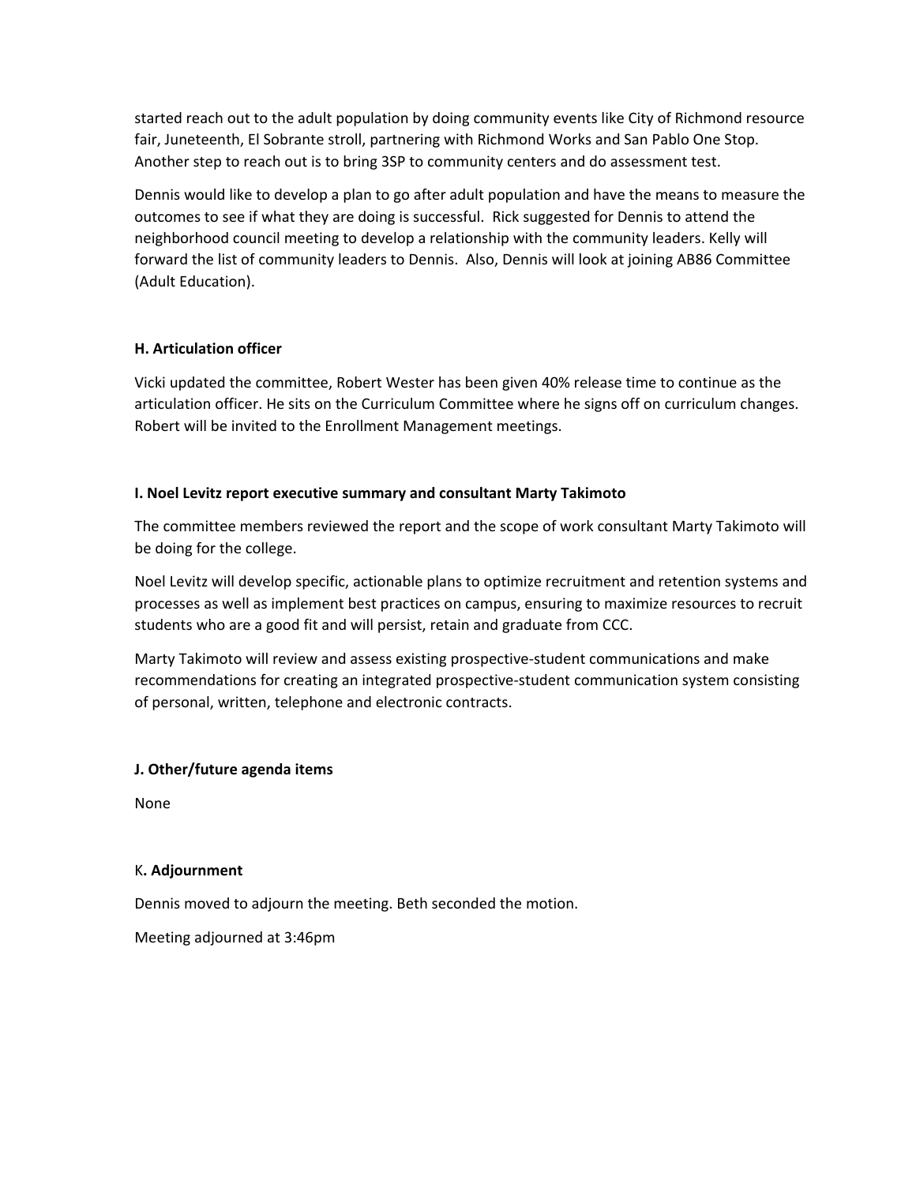started reach out to the adult population by doing community events like City of Richmond resource fair, Juneteenth, El Sobrante stroll, partnering with Richmond Works and San Pablo One Stop. Another step to reach out is to bring 3SP to community centers and do assessment test.

Dennis would like to develop a plan to go after adult population and have the means to measure the outcomes to see if what they are doing is successful. Rick suggested for Dennis to attend the neighborhood council meeting to develop a relationship with the community leaders. Kelly will forward the list of community leaders to Dennis. Also, Dennis will look at joining AB86 Committee (Adult Education).

**H. Articulation officer**

Vicki updated the committee, Robert Wester has been given 40% release time to continue as the articulation officer. He sits on the Curriculum Committee where he signs off on curriculum changes. Robert will be invited to the Enrollment Management meetings.

**I. Noel Levitz report executive summary and consultant Marty Takimoto**

The committee members reviewed the report and the scope of work consultant Marty Takimoto will be doing for the college.

Noel Levitz will develop specific, actionable plans to optimize recruitment and retention systems and processes as well as implement best practices on campus, ensuring to maximize resources to recruit students who are a good fit and will persist, retain and graduate from CCC.

Marty Takimoto will review and assess existing prospective-student communications and make recommendations for creating an integrated prospective-student communication system consisting of personal, written, telephone and electronic contracts.

**J. Other/future agenda items**

None

K**. Adjournment**

Dennis moved to adjourn the meeting. Beth seconded the motion.

Meeting adjourned at 3:46pm